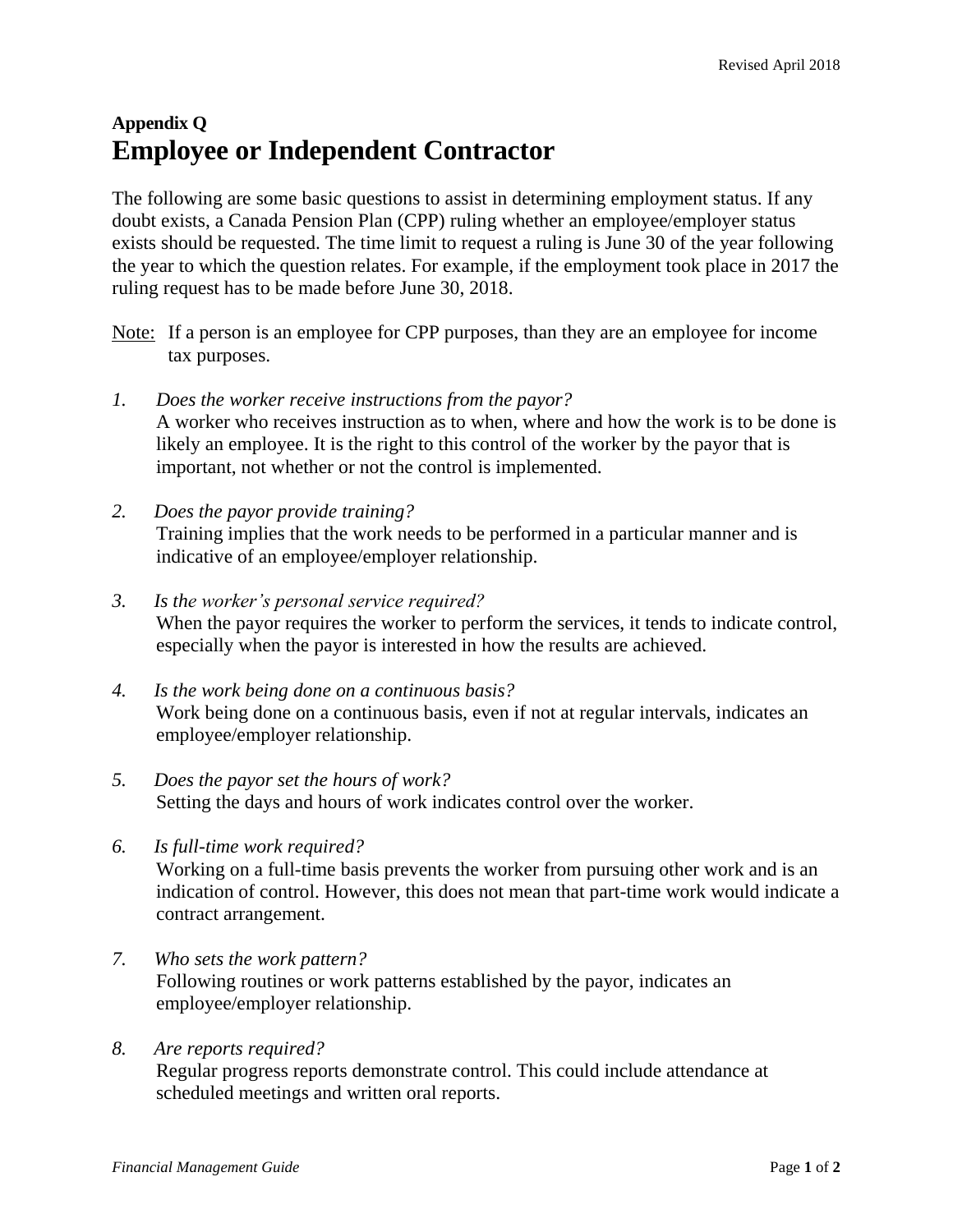**Appendix Q**

# Employee or Independent Contractor

The following are some basic questions to assist in determining employment status. If any doubt exists, a Canada Pension Plan (CPP) ruling whether an employee/employer status exists should be requested. The time limit to request a ruling is June 30 of the year following the year to which the question relates. For example, if the employment took place in 2017 the ruling request has to be made before June 30, 2018.

Note: If a person is an employee for CPP purposes, than they are an employee for income tax purposes.

1. *Does the worker receive instructions from the payor?*
   A worker who receives instruction as to when, where and how the work is to be done is likely an employee. It is the right to this control of the worker by the payor that is important, not whether or not the control is implemented.

2. *Does the payor provide training?*
   Training implies that the work needs to be performed in a particular manner and is indicative of an employee/employer relationship.

3. *Is the worker's personal service required?*
   When the payor requires the worker to perform the services, it tends to indicate control, especially when the payor is interested in how the results are achieved.

4. *Is the work being done on a continuous basis?*
   Work being done on a continuous basis, even if not at regular intervals, indicates an employee/employer relationship.

5. *Does the payor set the hours of work?*
   Setting the days and hours of work indicates control over the worker.

6. *Is full-time work required?*
   Working on a full-time basis prevents the worker from pursuing other work and is an indication of control. However, this does not mean that part-time work would indicate a contract arrangement.

7. *Who sets the work pattern?*
   Following routines or work patterns established by the payor, indicates an employee/employer relationship.

8. *Are reports required?*
   Regular progress reports demonstrate control. This could include attendance at scheduled meetings and written oral reports.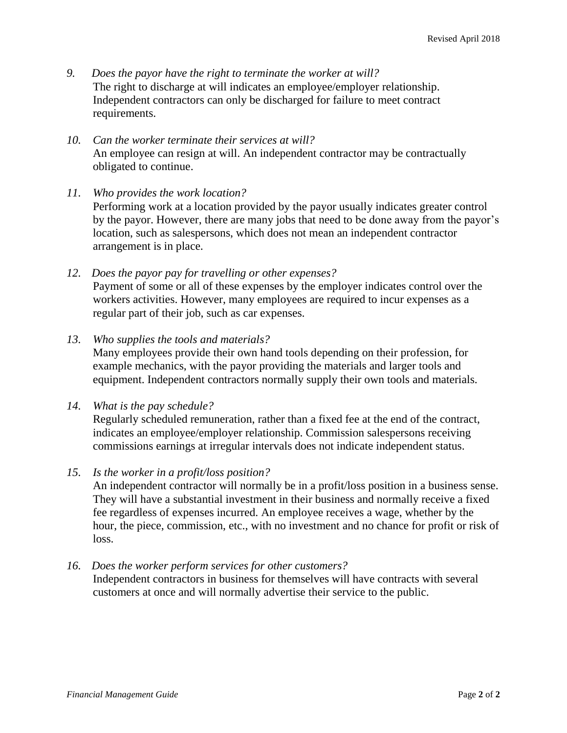9. *Does the payor have the right to terminate the worker at will?*
   The right to discharge at will indicates an employee/employer relationship. Independent contractors can only be discharged for failure to meet contract requirements.

10. *Can the worker terminate their services at will?*
    An employee can resign at will. An independent contractor may be contractually obligated to continue.

11. *Who provides the work location?*
    Performing work at a location provided by the payor usually indicates greater control by the payor. However, there are many jobs that need to be done away from the payor's location, such as salespersons, which does not mean an independent contractor arrangement is in place.

12. *Does the payor pay for travelling or other expenses?*
    Payment of some or all of these expenses by the employer indicates control over the workers activities. However, many employees are required to incur expenses as a regular part of their job, such as car expenses.

13. *Who supplies the tools and materials?*
    Many employees provide their own hand tools depending on their profession, for example mechanics, with the payor providing the materials and larger tools and equipment. Independent contractors normally supply their own tools and materials.

14. *What is the pay schedule?*
    Regularly scheduled remuneration, rather than a fixed fee at the end of the contract, indicates an employee/employer relationship. Commission salespersons receiving commissions earnings at irregular intervals does not indicate independent status.

15. *Is the worker in a profit/loss position?*
    An independent contractor will normally be in a profit/loss position in a business sense. They will have a substantial investment in their business and normally receive a fixed fee regardless of expenses incurred. An employee receives a wage, whether by the hour, the piece, commission, etc., with no investment and no chance for profit or risk of loss.

16. *Does the worker perform services for other customers?*
    Independent contractors in business for themselves will have contracts with several customers at once and will normally advertise their service to the public.